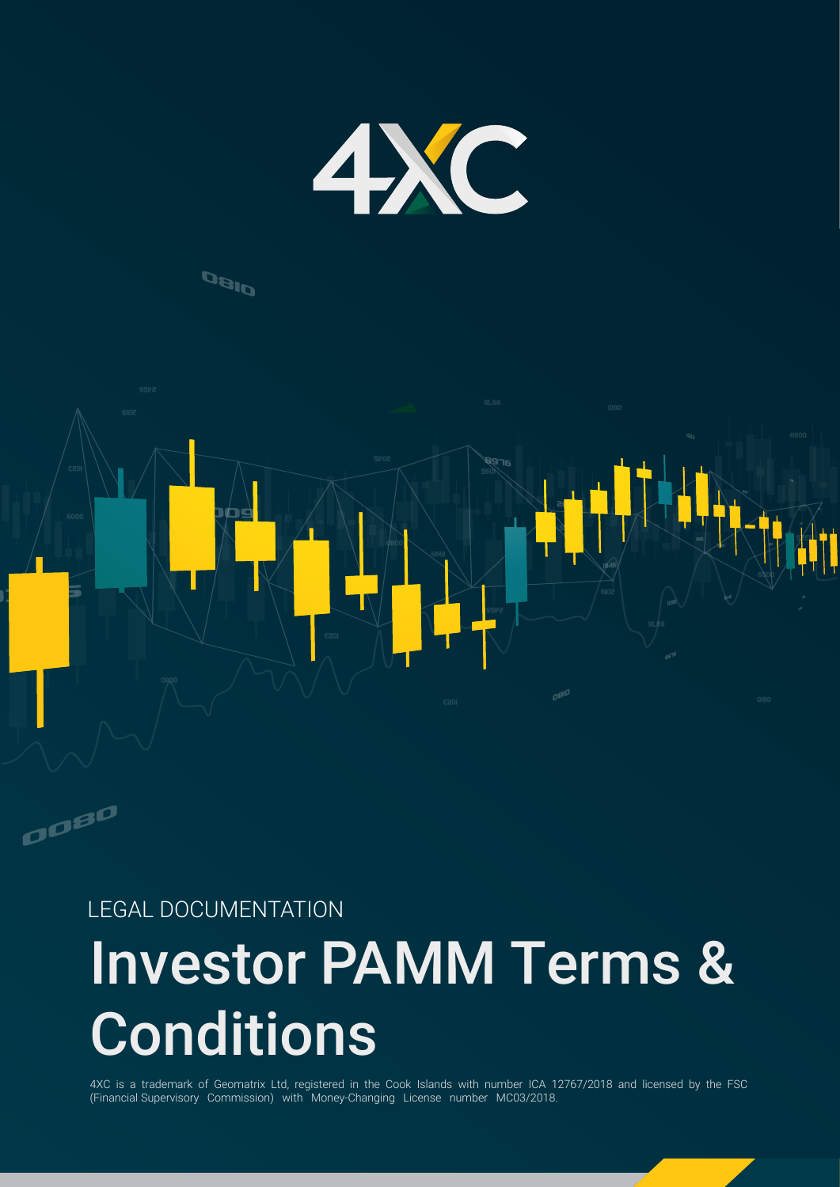4XC

LEGAL DOCUMENTATION

# Investor PAMM Terms & Conditions

4XC is a trademark of Geomatrix Ltd, registered in the Cook Islands with number ICA 12767/2018 and licensed by the FSC (Financial Supervisory Commission) with Money-Changing License number MC03/2018.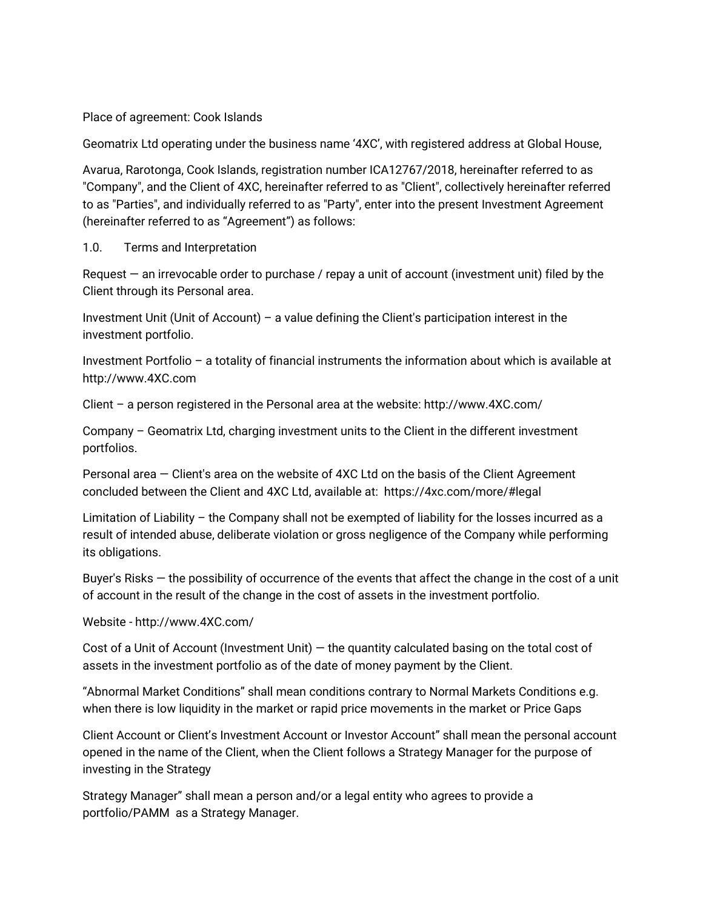Place of agreement: Cook Islands

Geomatrix Ltd operating under the business name '4XC', with registered address at Global House,

Avarua, Rarotonga, Cook Islands, registration number ICA12767/2018, hereinafter referred to as "Company", and the Client of 4XC, hereinafter referred to as "Client", collectively hereinafter referred to as "Parties", and individually referred to as "Party", enter into the present Investment Agreement (hereinafter referred to as "Agreement") as follows:

1.0. Terms and Interpretation

Request — an irrevocable order to purchase / repay a unit of account (investment unit) filed by the Client through its Personal area.

Investment Unit (Unit of Account) – a value defining the Client's participation interest in the investment portfolio.

Investment Portfolio – a totality of financial instruments the information about which is available at http://www.4XC.com

Client – a person registered in the Personal area at the website: http://www.4XC.com/

Company – Geomatrix Ltd, charging investment units to the Client in the different investment portfolios.

Personal area — Client's area on the website of 4XC Ltd on the basis of the Client Agreement concluded between the Client and 4XC Ltd, available at: https://4xc.com/more/#legal

Limitation of Liability – the Company shall not be exempted of liability for the losses incurred as a result of intended abuse, deliberate violation or gross negligence of the Company while performing its obligations.

Buyer's Risks — the possibility of occurrence of the events that affect the change in the cost of a unit of account in the result of the change in the cost of assets in the investment portfolio.

Website - http://www.4XC.com/

Cost of a Unit of Account (Investment Unit) — the quantity calculated basing on the total cost of assets in the investment portfolio as of the date of money payment by the Client.

"Abnormal Market Conditions" shall mean conditions contrary to Normal Markets Conditions e.g. when there is low liquidity in the market or rapid price movements in the market or Price Gaps

Client Account or Client's Investment Account or Investor Account" shall mean the personal account opened in the name of the Client, when the Client follows a Strategy Manager for the purpose of investing in the Strategy

Strategy Manager" shall mean a person and/or a legal entity who agrees to provide a portfolio/PAMM as a Strategy Manager.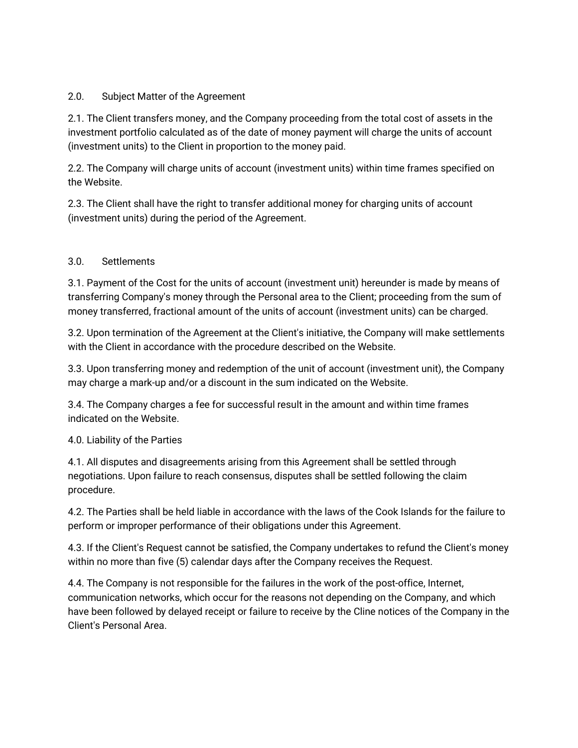## 2.0. Subject Matter of the Agreement

2.1. The Client transfers money, and the Company proceeding from the total cost of assets in the investment portfolio calculated as of the date of money payment will charge the units of account (investment units) to the Client in proportion to the money paid.

2.2. The Company will charge units of account (investment units) within time frames specified on the Website.

2.3. The Client shall have the right to transfer additional money for charging units of account (investment units) during the period of the Agreement.

## 3.0. Settlements

3.1. Payment of the Cost for the units of account (investment unit) hereunder is made by means of transferring Company's money through the Personal area to the Client; proceeding from the sum of money transferred, fractional amount of the units of account (investment units) can be charged.

3.2. Upon termination of the Agreement at the Client's initiative, the Company will make settlements with the Client in accordance with the procedure described on the Website.

3.3. Upon transferring money and redemption of the unit of account (investment unit), the Company may charge a mark-up and/or a discount in the sum indicated on the Website.

3.4. The Company charges a fee for successful result in the amount and within time frames indicated on the Website.

## 4.0. Liability of the Parties

4.1. All disputes and disagreements arising from this Agreement shall be settled through negotiations. Upon failure to reach consensus, disputes shall be settled following the claim procedure.

4.2. The Parties shall be held liable in accordance with the laws of the Cook Islands for the failure to perform or improper performance of their obligations under this Agreement.

4.3. If the Client's Request cannot be satisfied, the Company undertakes to refund the Client's money within no more than five (5) calendar days after the Company receives the Request.

4.4. The Company is not responsible for the failures in the work of the post-office, Internet, communication networks, which occur for the reasons not depending on the Company, and which have been followed by delayed receipt or failure to receive by the Cline notices of the Company in the Client's Personal Area.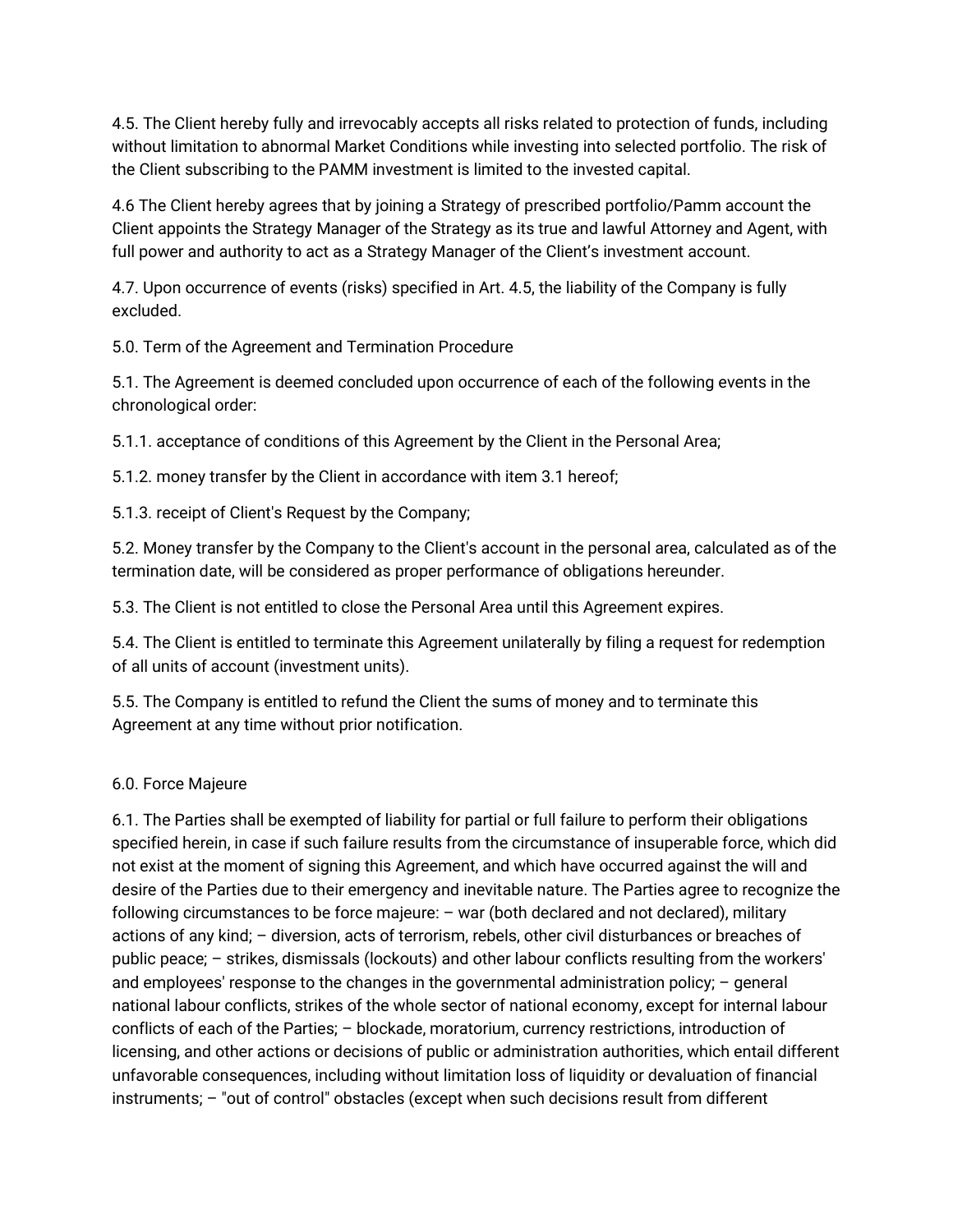4.5. The Client hereby fully and irrevocably accepts all risks related to protection of funds, including without limitation to abnormal Market Conditions while investing into selected portfolio. The risk of the Client subscribing to the PAMM investment is limited to the invested capital.

4.6 The Client hereby agrees that by joining a Strategy of prescribed portfolio/Pamm account the Client appoints the Strategy Manager of the Strategy as its true and lawful Attorney and Agent, with full power and authority to act as a Strategy Manager of the Client's investment account.

4.7. Upon occurrence of events (risks) specified in Art. 4.5, the liability of the Company is fully excluded.

5.0. Term of the Agreement and Termination Procedure

5.1. The Agreement is deemed concluded upon occurrence of each of the following events in the chronological order:

5.1.1. acceptance of conditions of this Agreement by the Client in the Personal Area;

5.1.2. money transfer by the Client in accordance with item 3.1 hereof;

5.1.3. receipt of Client's Request by the Company;

5.2. Money transfer by the Company to the Client's account in the personal area, calculated as of the termination date, will be considered as proper performance of obligations hereunder.

5.3. The Client is not entitled to close the Personal Area until this Agreement expires.

5.4. The Client is entitled to terminate this Agreement unilaterally by filing a request for redemption of all units of account (investment units).

5.5. The Company is entitled to refund the Client the sums of money and to terminate this Agreement at any time without prior notification.

6.0. Force Majeure

6.1. The Parties shall be exempted of liability for partial or full failure to perform their obligations specified herein, in case if such failure results from the circumstance of insuperable force, which did not exist at the moment of signing this Agreement, and which have occurred against the will and desire of the Parties due to their emergency and inevitable nature. The Parties agree to recognize the following circumstances to be force majeure: – war (both declared and not declared), military actions of any kind; – diversion, acts of terrorism, rebels, other civil disturbances or breaches of public peace; – strikes, dismissals (lockouts) and other labour conflicts resulting from the workers' and employees' response to the changes in the governmental administration policy; – general national labour conflicts, strikes of the whole sector of national economy, except for internal labour conflicts of each of the Parties; – blockade, moratorium, currency restrictions, introduction of licensing, and other actions or decisions of public or administration authorities, which entail different unfavorable consequences, including without limitation loss of liquidity or devaluation of financial instruments; – "out of control" obstacles (except when such decisions result from different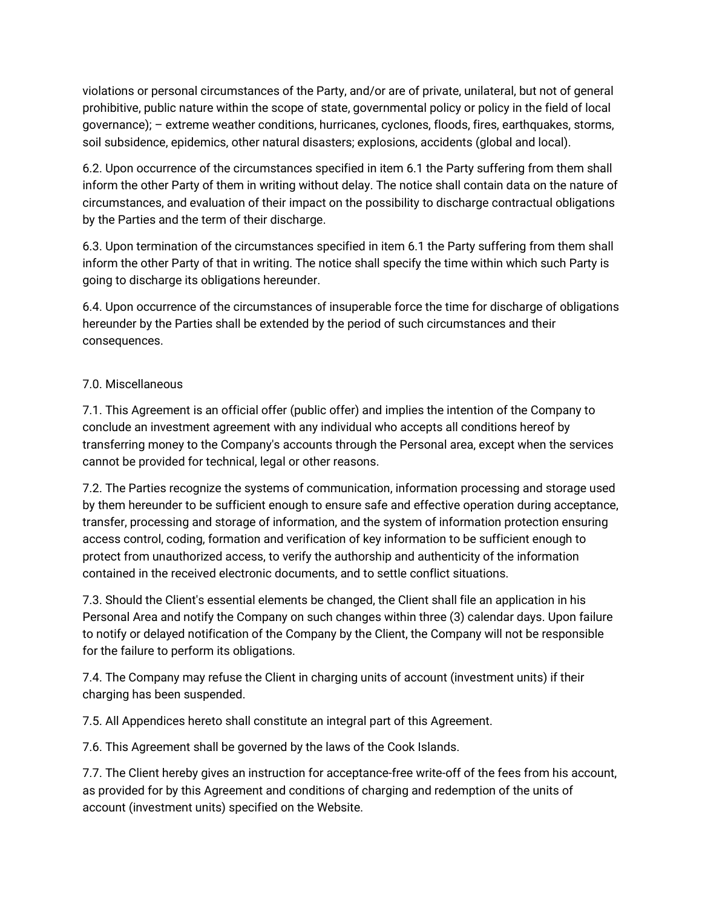violations or personal circumstances of the Party, and/or are of private, unilateral, but not of general prohibitive, public nature within the scope of state, governmental policy or policy in the field of local governance); – extreme weather conditions, hurricanes, cyclones, floods, fires, earthquakes, storms, soil subsidence, epidemics, other natural disasters; explosions, accidents (global and local).

6.2. Upon occurrence of the circumstances specified in item 6.1 the Party suffering from them shall inform the other Party of them in writing without delay. The notice shall contain data on the nature of circumstances, and evaluation of their impact on the possibility to discharge contractual obligations by the Parties and the term of their discharge.

6.3. Upon termination of the circumstances specified in item 6.1 the Party suffering from them shall inform the other Party of that in writing. The notice shall specify the time within which such Party is going to discharge its obligations hereunder.

6.4. Upon occurrence of the circumstances of insuperable force the time for discharge of obligations hereunder by the Parties shall be extended by the period of such circumstances and their consequences.

7.0. Miscellaneous

7.1. This Agreement is an official offer (public offer) and implies the intention of the Company to conclude an investment agreement with any individual who accepts all conditions hereof by transferring money to the Company's accounts through the Personal area, except when the services cannot be provided for technical, legal or other reasons.

7.2. The Parties recognize the systems of communication, information processing and storage used by them hereunder to be sufficient enough to ensure safe and effective operation during acceptance, transfer, processing and storage of information, and the system of information protection ensuring access control, coding, formation and verification of key information to be sufficient enough to protect from unauthorized access, to verify the authorship and authenticity of the information contained in the received electronic documents, and to settle conflict situations.

7.3. Should the Client's essential elements be changed, the Client shall file an application in his Personal Area and notify the Company on such changes within three (3) calendar days. Upon failure to notify or delayed notification of the Company by the Client, the Company will not be responsible for the failure to perform its obligations.

7.4. The Company may refuse the Client in charging units of account (investment units) if their charging has been suspended.

7.5. All Appendices hereto shall constitute an integral part of this Agreement.

7.6. This Agreement shall be governed by the laws of the Cook Islands.

7.7. The Client hereby gives an instruction for acceptance-free write-off of the fees from his account, as provided for by this Agreement and conditions of charging and redemption of the units of account (investment units) specified on the Website.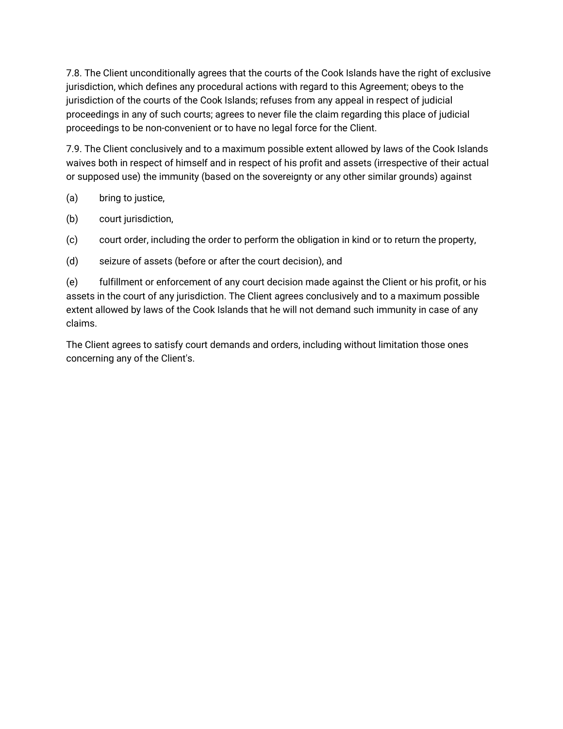7.8. The Client unconditionally agrees that the courts of the Cook Islands have the right of exclusive jurisdiction, which defines any procedural actions with regard to this Agreement; obeys to the jurisdiction of the courts of the Cook Islands; refuses from any appeal in respect of judicial proceedings in any of such courts; agrees to never file the claim regarding this place of judicial proceedings to be non-convenient or to have no legal force for the Client.

7.9. The Client conclusively and to a maximum possible extent allowed by laws of the Cook Islands waives both in respect of himself and in respect of his profit and assets (irrespective of their actual or supposed use) the immunity (based on the sovereignty or any other similar grounds) against

(a) bring to justice,

(b) court jurisdiction,

(c) court order, including the order to perform the obligation in kind or to return the property,

(d) seizure of assets (before or after the court decision), and

(e) fulfillment or enforcement of any court decision made against the Client or his profit, or his assets in the court of any jurisdiction. The Client agrees conclusively and to a maximum possible extent allowed by laws of the Cook Islands that he will not demand such immunity in case of any claims.

The Client agrees to satisfy court demands and orders, including without limitation those ones concerning any of the Client's.